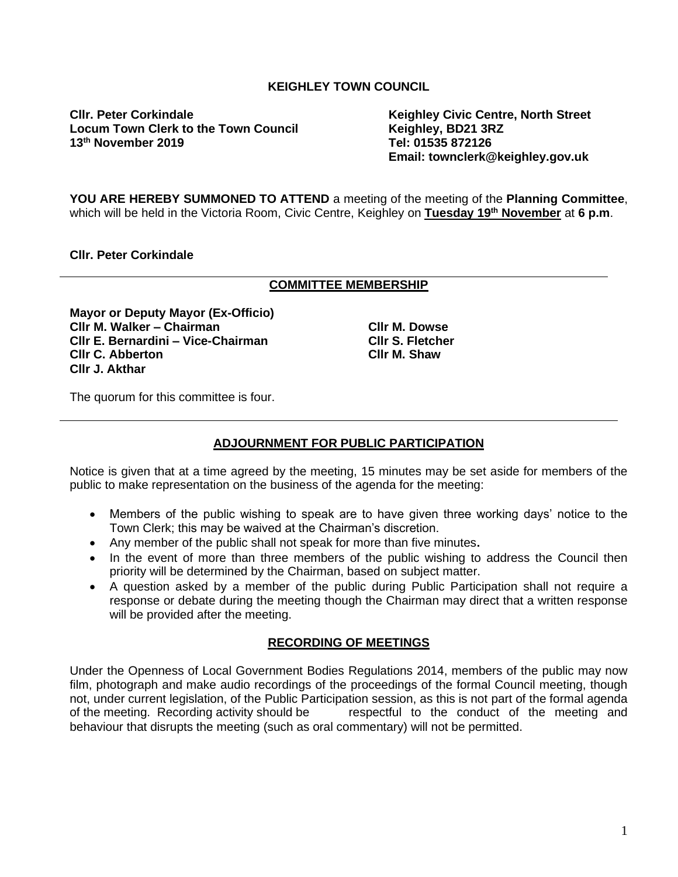**KEIGHLEY TOWN COUNCIL**

**Cllr. Peter Corkindale**
**Locum Town Clerk to the Town Council**
**13th November 2019**

**Keighley Civic Centre, North Street**
**Keighley, BD21 3RZ**
**Tel: 01535 872126**
**Email: townclerk@keighley.gov.uk**

**YOU ARE HEREBY SUMMONED TO ATTEND** a meeting of the meeting of the **Planning Committee**, which will be held in the Victoria Room, Civic Centre, Keighley on **Tuesday 19th November** at **6 p.m**.

**Cllr. Peter Corkindale**

## COMMITTEE MEMBERSHIP

**Mayor or Deputy Mayor (Ex-Officio)**
**Cllr M. Walker – Chairman**
**Cllr E. Bernardini – Vice-Chairman**
**Cllr C. Abberton**
**Cllr J. Akthar**
**Cllr M. Dowse**
**Cllr S. Fletcher**
**Cllr M. Shaw**

The quorum for this committee is four.

## ADJOURNMENT FOR PUBLIC PARTICIPATION

Notice is given that at a time agreed by the meeting, 15 minutes may be set aside for members of the public to make representation on the business of the agenda for the meeting:

- Members of the public wishing to speak are to have given three working days' notice to the Town Clerk; this may be waived at the Chairman's discretion.
- Any member of the public shall not speak for more than five minutes**.**
- In the event of more than three members of the public wishing to address the Council then priority will be determined by the Chairman, based on subject matter.
- A question asked by a member of the public during Public Participation shall not require a response or debate during the meeting though the Chairman may direct that a written response will be provided after the meeting.

## RECORDING OF MEETINGS

Under the Openness of Local Government Bodies Regulations 2014, members of the public may now film, photograph and make audio recordings of the proceedings of the formal Council meeting, though not, under current legislation, of the Public Participation session, as this is not part of the formal agenda of the meeting. Recording activity should be respectful to the conduct of the meeting and behaviour that disrupts the meeting (such as oral commentary) will not be permitted.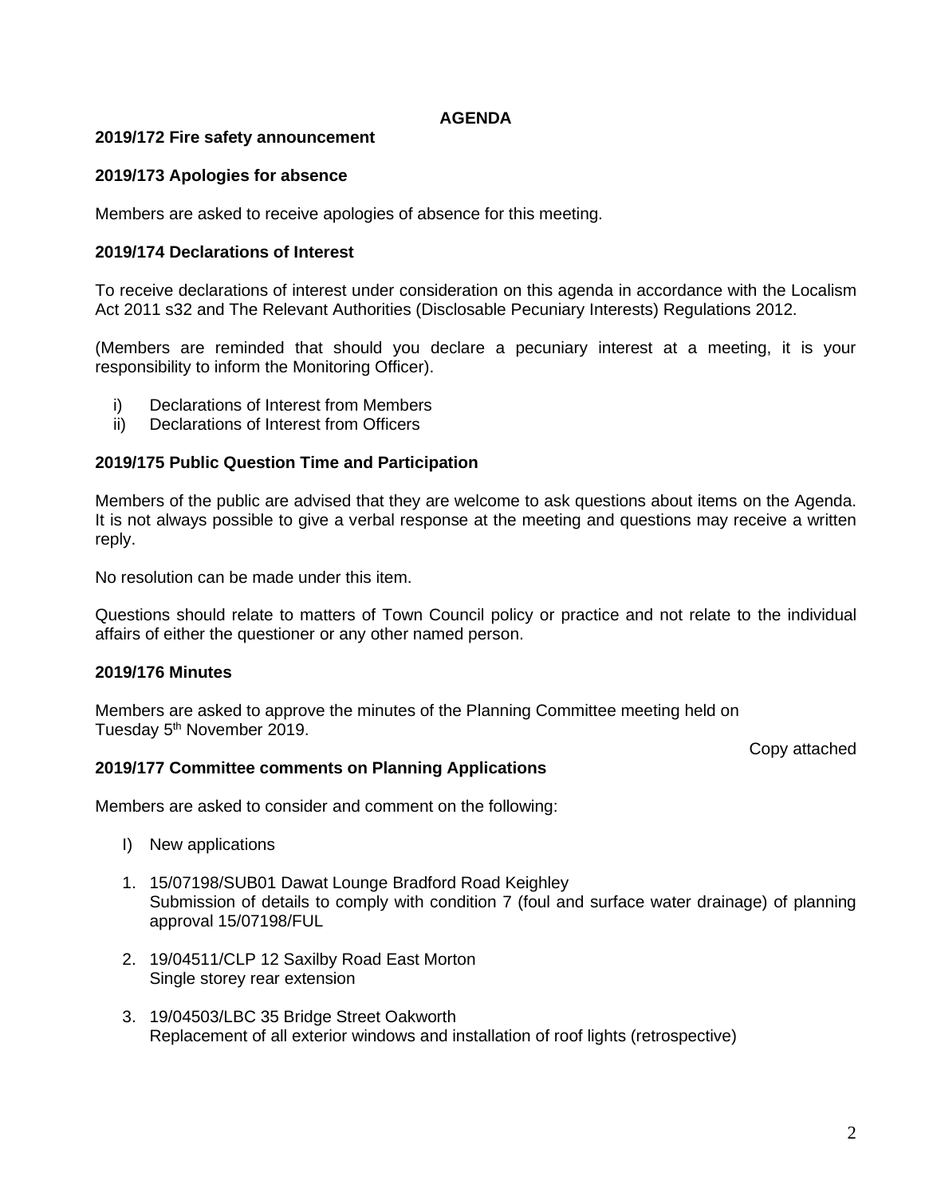**AGENDA**

**2019/172 Fire safety announcement**

**2019/173 Apologies for absence**

Members are asked to receive apologies of absence for this meeting.

**2019/174 Declarations of Interest**

To receive declarations of interest under consideration on this agenda in accordance with the Localism Act 2011 s32 and The Relevant Authorities (Disclosable Pecuniary Interests) Regulations 2012.

(Members are reminded that should you declare a pecuniary interest at a meeting, it is your responsibility to inform the Monitoring Officer).

i) Declarations of Interest from Members
ii) Declarations of Interest from Officers

**2019/175 Public Question Time and Participation**

Members of the public are advised that they are welcome to ask questions about items on the Agenda. It is not always possible to give a verbal response at the meeting and questions may receive a written reply.

No resolution can be made under this item.

Questions should relate to matters of Town Council policy or practice and not relate to the individual affairs of either the questioner or any other named person.

**2019/176 Minutes**

Members are asked to approve the minutes of the Planning Committee meeting held on Tuesday 5th November 2019.

Copy attached

**2019/177 Committee comments on Planning Applications**

Members are asked to consider and comment on the following:

I) New applications

1. 15/07198/SUB01 Dawat Lounge Bradford Road Keighley
   Submission of details to comply with condition 7 (foul and surface water drainage) of planning approval 15/07198/FUL

2. 19/04511/CLP 12 Saxilby Road East Morton
   Single storey rear extension

3. 19/04503/LBC 35 Bridge Street Oakworth
   Replacement of all exterior windows and installation of roof lights (retrospective)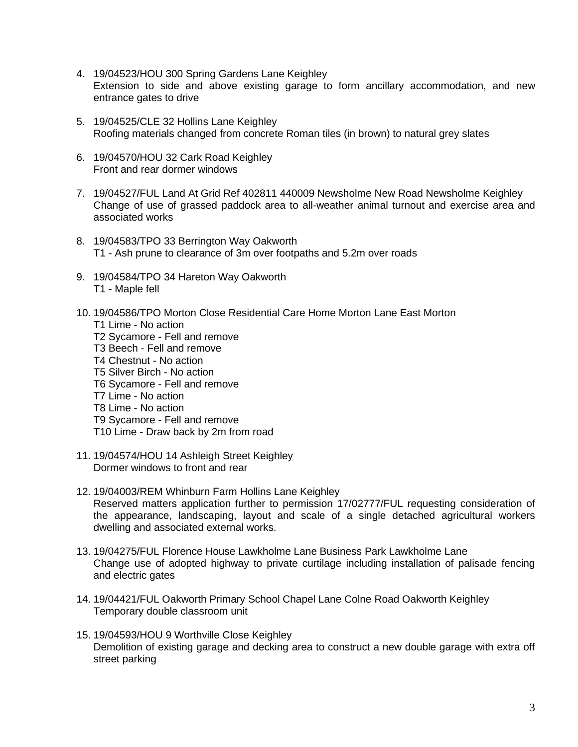4. 19/04523/HOU 300 Spring Gardens Lane Keighley
   Extension to side and above existing garage to form ancillary accommodation, and new entrance gates to drive

5. 19/04525/CLE 32 Hollins Lane Keighley
   Roofing materials changed from concrete Roman tiles (in brown) to natural grey slates

6. 19/04570/HOU 32 Cark Road Keighley
   Front and rear dormer windows

7. 19/04527/FUL Land At Grid Ref 402811 440009 Newsholme New Road Newsholme Keighley
   Change of use of grassed paddock area to all-weather animal turnout and exercise area and associated works

8. 19/04583/TPO 33 Berrington Way Oakworth
   T1 - Ash prune to clearance of 3m over footpaths and 5.2m over roads

9. 19/04584/TPO 34 Hareton Way Oakworth
   T1 - Maple fell

10. 19/04586/TPO Morton Close Residential Care Home Morton Lane East Morton
    T1 Lime - No action
    T2 Sycamore - Fell and remove
    T3 Beech - Fell and remove
    T4 Chestnut - No action
    T5 Silver Birch - No action
    T6 Sycamore - Fell and remove
    T7 Lime - No action
    T8 Lime - No action
    T9 Sycamore - Fell and remove
    T10 Lime - Draw back by 2m from road

11. 19/04574/HOU 14 Ashleigh Street Keighley
    Dormer windows to front and rear

12. 19/04003/REM Whinburn Farm Hollins Lane Keighley
    Reserved matters application further to permission 17/02777/FUL requesting consideration of the appearance, landscaping, layout and scale of a single detached agricultural workers dwelling and associated external works.

13. 19/04275/FUL Florence House Lawkholme Lane Business Park Lawkholme Lane
    Change use of adopted highway to private curtilage including installation of palisade fencing and electric gates

14. 19/04421/FUL Oakworth Primary School Chapel Lane Colne Road Oakworth Keighley
    Temporary double classroom unit

15. 19/04593/HOU 9 Worthville Close Keighley
    Demolition of existing garage and decking area to construct a new double garage with extra off street parking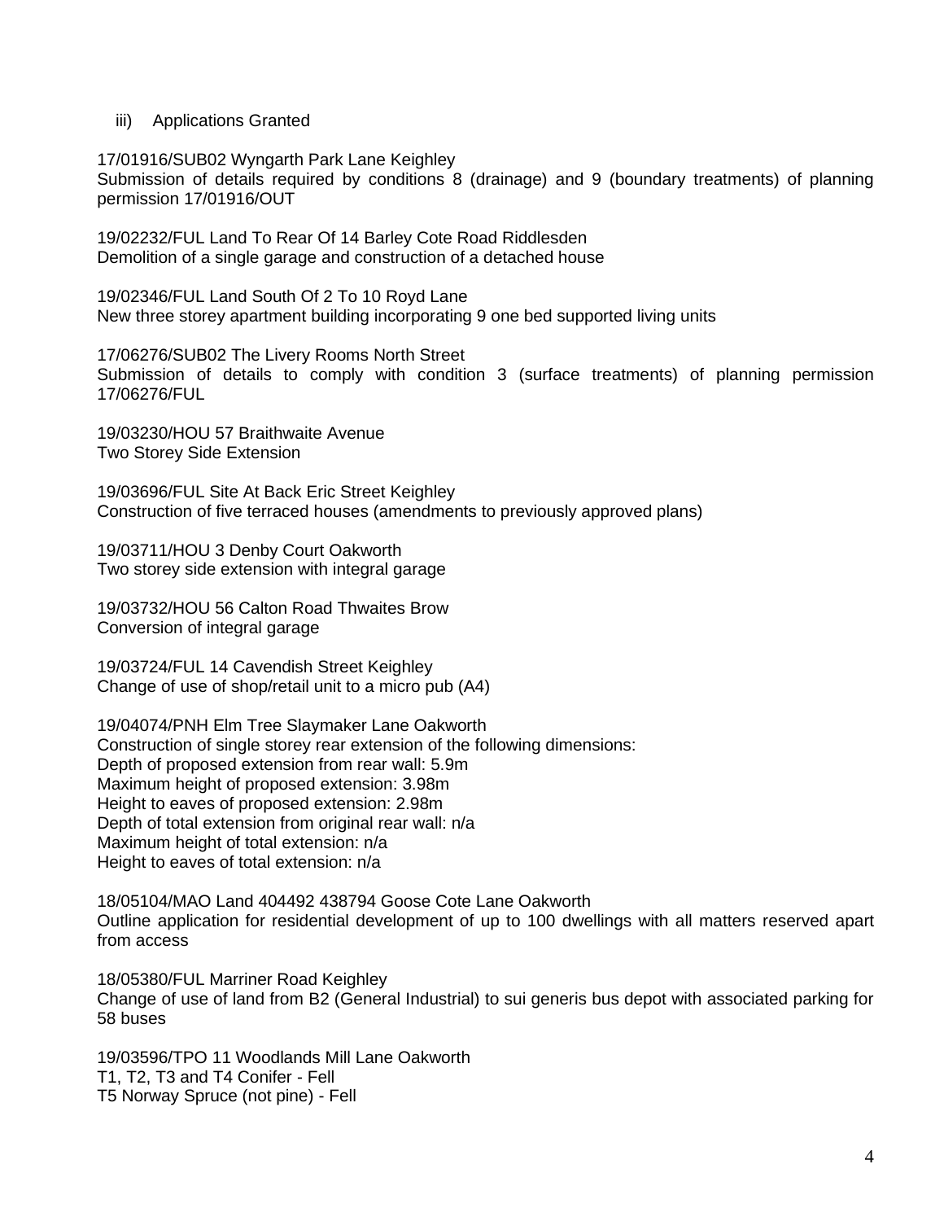iii) Applications Granted

17/01916/SUB02 Wyngarth Park Lane Keighley
Submission of details required by conditions 8 (drainage) and 9 (boundary treatments) of planning permission 17/01916/OUT

19/02232/FUL Land To Rear Of 14 Barley Cote Road Riddlesden
Demolition of a single garage and construction of a detached house

19/02346/FUL Land South Of 2 To 10 Royd Lane
New three storey apartment building incorporating 9 one bed supported living units

17/06276/SUB02 The Livery Rooms North Street
Submission of details to comply with condition 3 (surface treatments) of planning permission 17/06276/FUL

19/03230/HOU 57 Braithwaite Avenue
Two Storey Side Extension

19/03696/FUL Site At Back Eric Street Keighley
Construction of five terraced houses (amendments to previously approved plans)

19/03711/HOU 3 Denby Court Oakworth
Two storey side extension with integral garage

19/03732/HOU 56 Calton Road Thwaites Brow
Conversion of integral garage

19/03724/FUL 14 Cavendish Street Keighley
Change of use of shop/retail unit to a micro pub (A4)

19/04074/PNH Elm Tree Slaymaker Lane Oakworth
Construction of single storey rear extension of the following dimensions:
Depth of proposed extension from rear wall: 5.9m
Maximum height of proposed extension: 3.98m
Height to eaves of proposed extension: 2.98m
Depth of total extension from original rear wall: n/a
Maximum height of total extension: n/a
Height to eaves of total extension: n/a

18/05104/MAO Land 404492 438794 Goose Cote Lane Oakworth
Outline application for residential development of up to 100 dwellings with all matters reserved apart from access

18/05380/FUL Marriner Road Keighley
Change of use of land from B2 (General Industrial) to sui generis bus depot with associated parking for 58 buses

19/03596/TPO 11 Woodlands Mill Lane Oakworth
T1, T2, T3 and T4 Conifer - Fell
T5 Norway Spruce (not pine) - Fell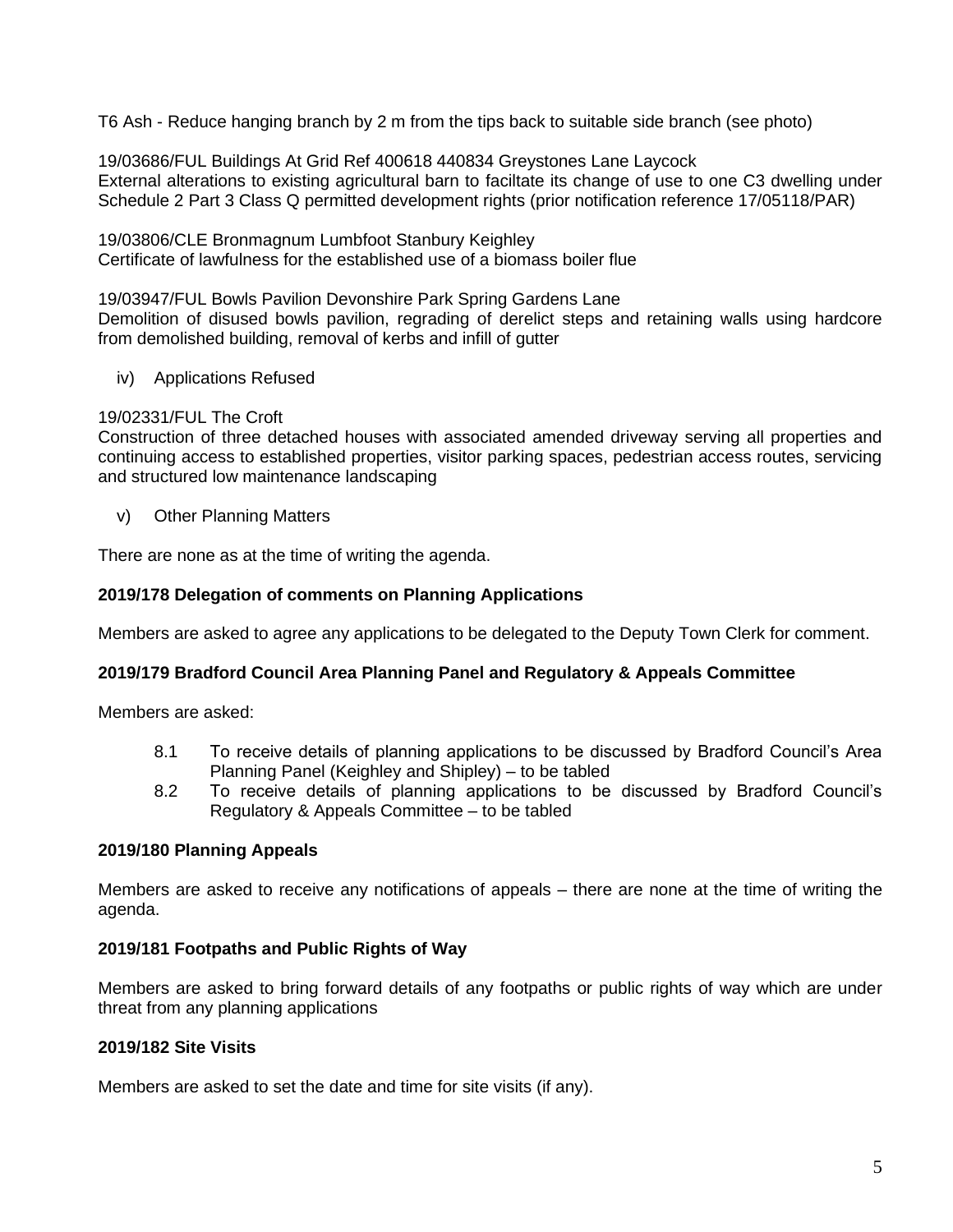T6 Ash - Reduce hanging branch by 2 m from the tips back to suitable side branch (see photo)

19/03686/FUL Buildings At Grid Ref 400618 440834 Greystones Lane Laycock
External alterations to existing agricultural barn to faciltate its change of use to one C3 dwelling under Schedule 2 Part 3 Class Q permitted development rights (prior notification reference 17/05118/PAR)

19/03806/CLE Bronmagnum Lumbfoot Stanbury Keighley
Certificate of lawfulness for the established use of a biomass boiler flue

19/03947/FUL Bowls Pavilion Devonshire Park Spring Gardens Lane
Demolition of disused bowls pavilion, regrading of derelict steps and retaining walls using hardcore from demolished building, removal of kerbs and infill of gutter

iv) Applications Refused

19/02331/FUL The Croft
Construction of three detached houses with associated amended driveway serving all properties and continuing access to established properties, visitor parking spaces, pedestrian access routes, servicing and structured low maintenance landscaping

v) Other Planning Matters

There are none as at the time of writing the agenda.

**2019/178 Delegation of comments on Planning Applications**

Members are asked to agree any applications to be delegated to the Deputy Town Clerk for comment.

**2019/179 Bradford Council Area Planning Panel and Regulatory & Appeals Committee**

Members are asked:

8.1 To receive details of planning applications to be discussed by Bradford Council's Area Planning Panel (Keighley and Shipley) – to be tabled

8.2 To receive details of planning applications to be discussed by Bradford Council's Regulatory & Appeals Committee – to be tabled

**2019/180 Planning Appeals**

Members are asked to receive any notifications of appeals – there are none at the time of writing the agenda.

**2019/181 Footpaths and Public Rights of Way**

Members are asked to bring forward details of any footpaths or public rights of way which are under threat from any planning applications

**2019/182 Site Visits**

Members are asked to set the date and time for site visits (if any).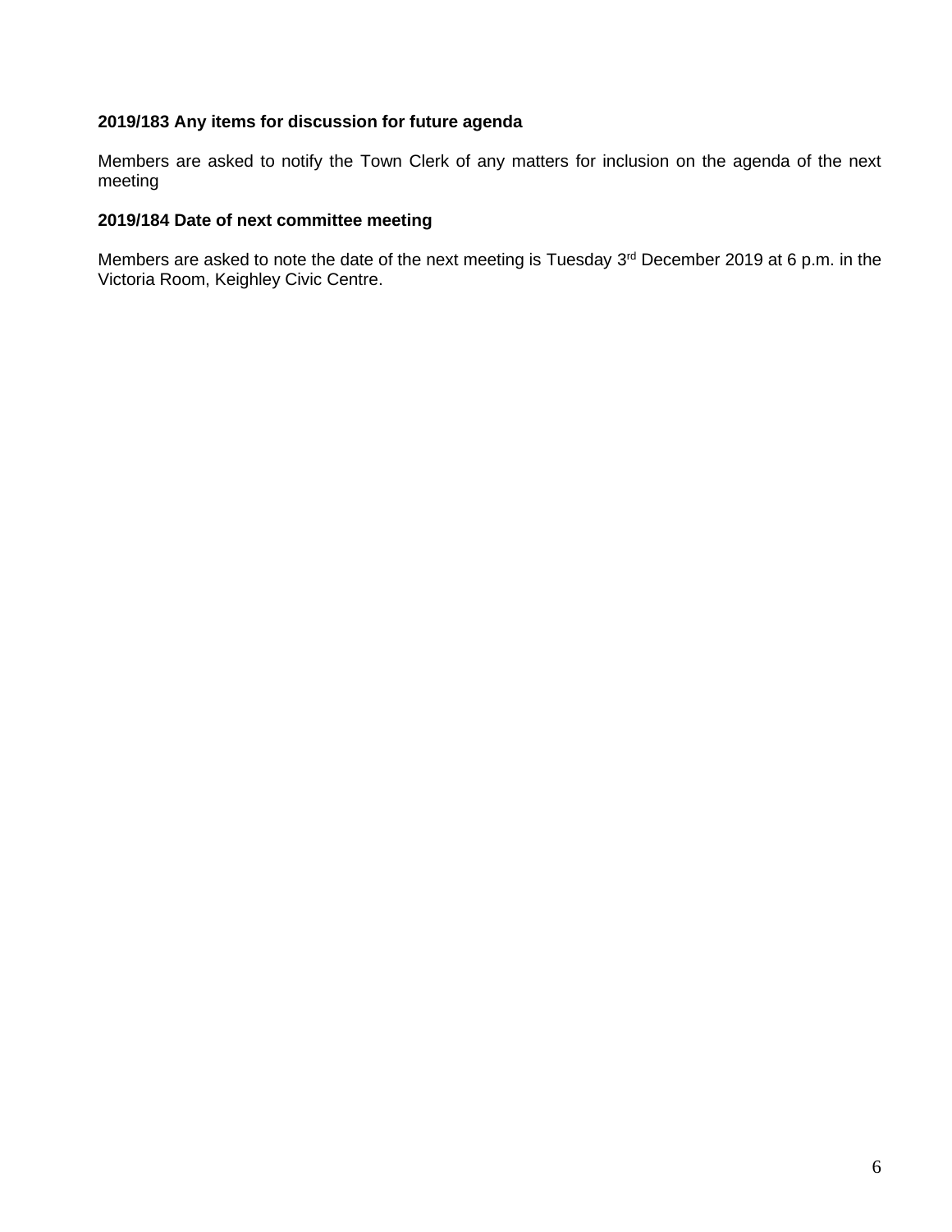**2019/183 Any items for discussion for future agenda**

Members are asked to notify the Town Clerk of any matters for inclusion on the agenda of the next meeting

**2019/184 Date of next committee meeting**

Members are asked to note the date of the next meeting is Tuesday 3rd December 2019 at 6 p.m. in the Victoria Room, Keighley Civic Centre.